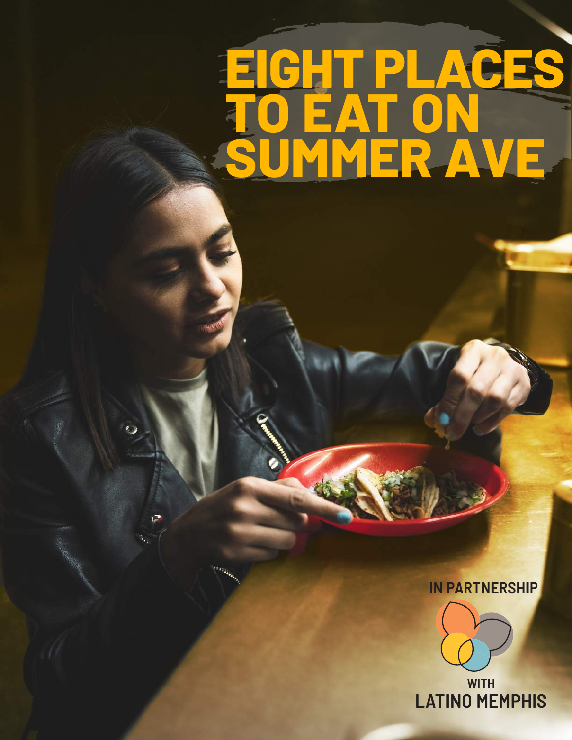# EIGHT PLACES TO EAT ON SUMMER AVE

IN PARTNERSHIP

WITH

LATINO MEMPHIS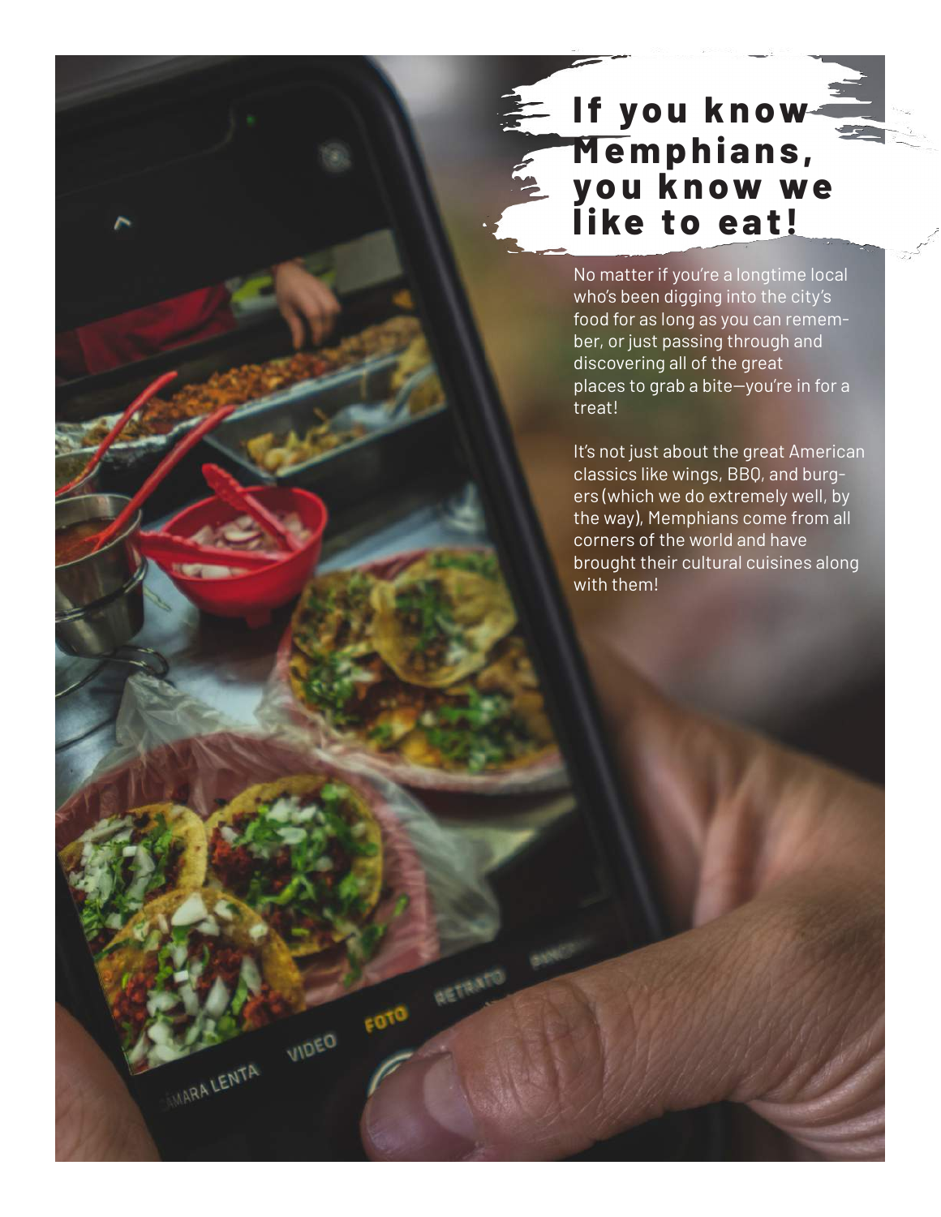# If you know Memphians, you know we like to eat!

No matter if you're a longtime local who's been digging into the city's food for as long as you can remember, or just passing through and discovering all of the great places to grab a bite—you're in for a treat!

It's not just about the great American classics like wings, BBQ, and burgers (which we do extremely well, by the way), Memphians come from all corners of the world and have brought their cultural cuisines along with them!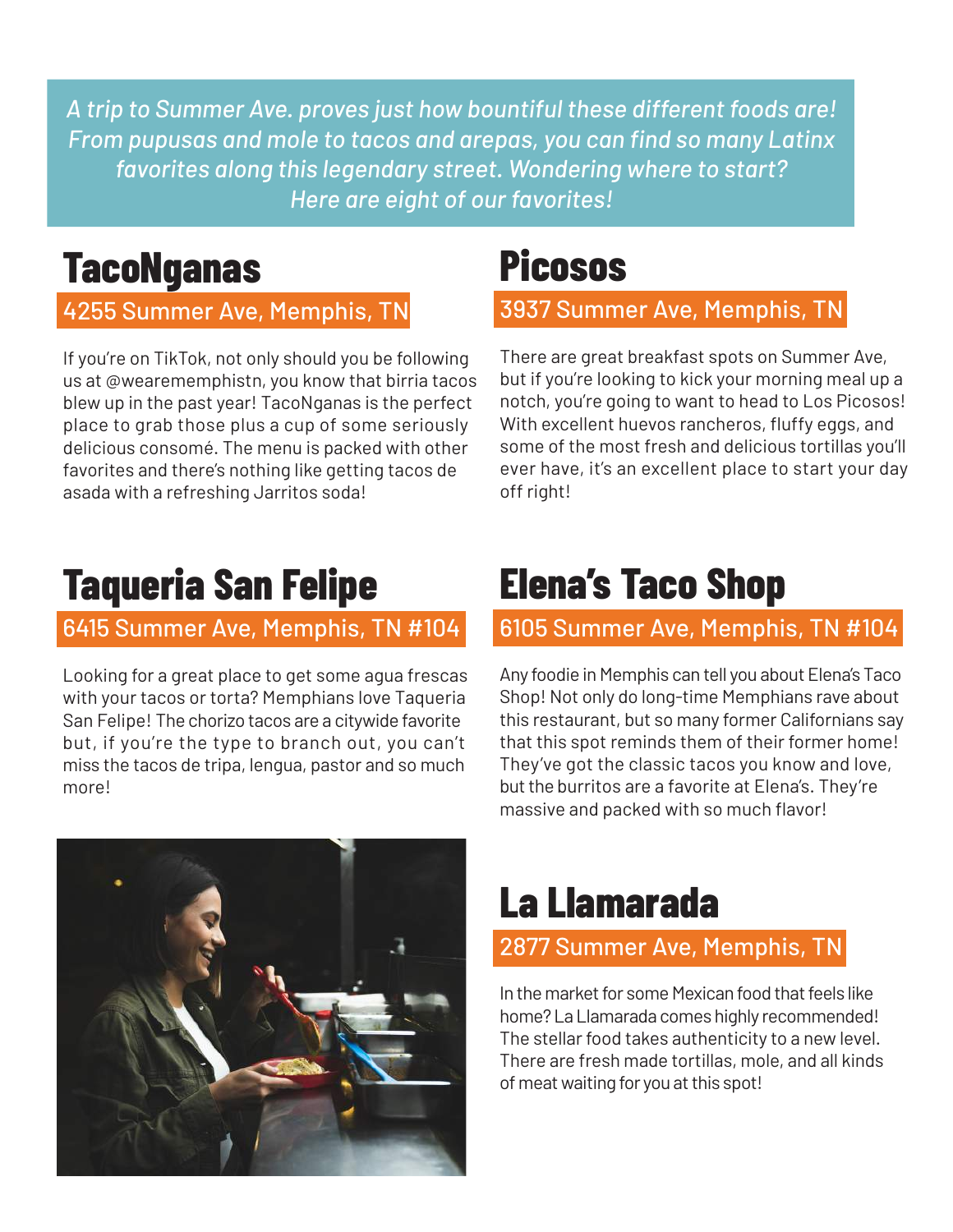*A trip to Summer Ave. proves just how bountiful these different foods are! From pupusas and mole to tacos and arepas, you can find so many Latinx favorites along this legendary street. Wondering where to start? Here are eight of our favorites!*

## TacoNganas

4255 Summer Ave, Memphis, TN

If you're on TikTok, not only should you be following us at @wearememphistn, you know that birria tacos blew up in the past year! TacoNganas is the perfect place to grab those plus a cup of some seriously delicious consomé. The menu is packed with other favorites and there's nothing like getting tacos de asada with a refreshing Jarritos soda!

## Picosos

3937 Summer Ave, Memphis, TN

There are great breakfast spots on Summer Ave, but if you're looking to kick your morning meal up a notch, you're going to want to head to Los Picosos! With excellent huevos rancheros, fluffy eggs, and some of the most fresh and delicious tortillas you'll ever have, it's an excellent place to start your day off right!

## Taqueria San Felipe

6415 Summer Ave, Memphis, TN #104

Looking for a great place to get some agua frescas with your tacos or torta? Memphians love Taqueria San Felipe! The chorizo tacos are a citywide favorite but, if you're the type to branch out, you can't miss the tacos de tripa, lengua, pastor and so much more!

## Elena's Taco Shop

6105 Summer Ave, Memphis, TN #104

Any foodie in Memphis can tell you about Elena's Taco Shop! Not only do long-time Memphians rave about this restaurant, but so many former Californians say that this spot reminds them of their former home! They've got the classic tacos you know and love, but the burritos are a favorite at Elena's. They're massive and packed with so much flavor!

## La Llamarada

2877 Summer Ave, Memphis, TN

In the market for some Mexican food that feels like home? La Llamarada comes highly recommended! The stellar food takes authenticity to a new level. There are fresh made tortillas, mole, and all kinds of meat waiting for you at this spot!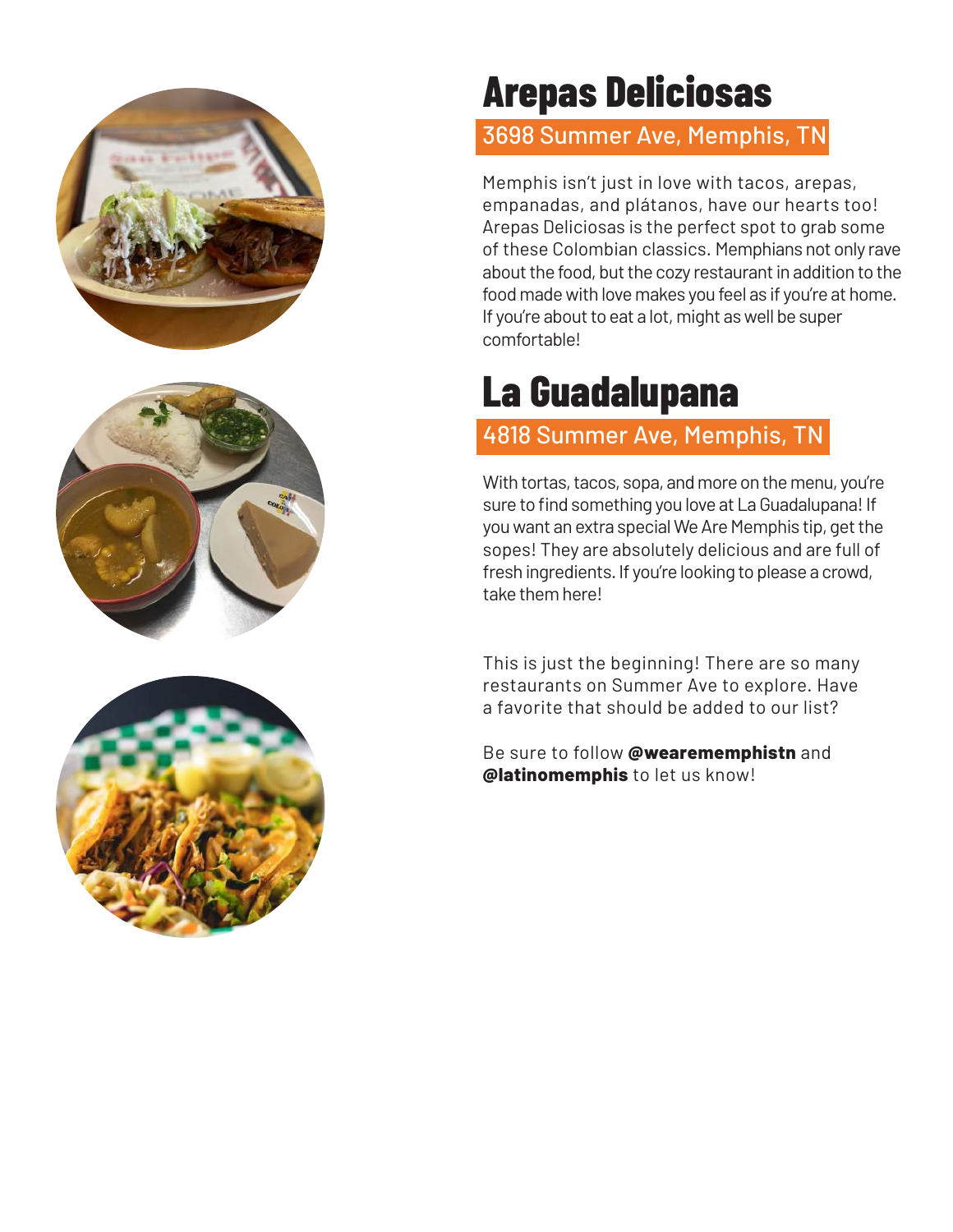# Arepas Deliciosas

3698 Summer Ave, Memphis, TN

Memphis isn't just in love with tacos, arepas, empanadas, and plátanos, have our hearts too! Arepas Deliciosas is the perfect spot to grab some of these Colombian classics. Memphians not only rave about the food, but the cozy restaurant in addition to the food made with love makes you feel as if you're at home. If you're about to eat a lot, might as well be super comfortable!

# La Guadalupana

4818 Summer Ave, Memphis, TN

With tortas, tacos, sopa, and more on the menu, you're sure to find something you love at La Guadalupana! If you want an extra special We Are Memphis tip, get the sopes! They are absolutely delicious and are full of fresh ingredients. If you're looking to please a crowd, take them here!

This is just the beginning! There are so many restaurants on Summer Ave to explore. Have a favorite that should be added to our list?

Be sure to follow **@wearememphistn** and **@latinomemphis** to let us know!